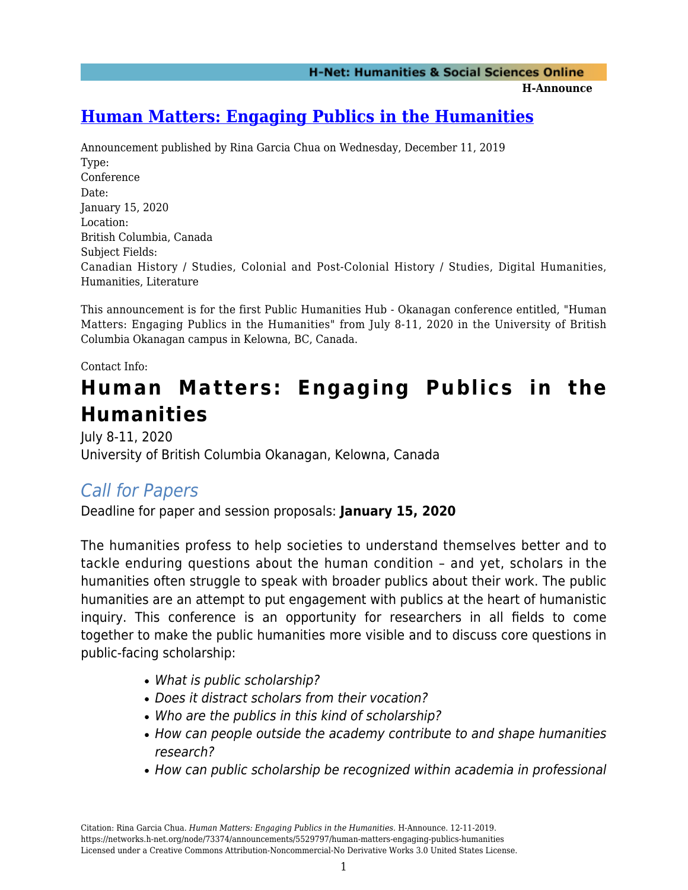# [Human Matters: Engaging Publics in the Humanities](#)

Announcement published by Rina Garcia Chua on Wednesday, December 11, 2019

Type:
Conference

Date:
January 15, 2020

Location:
British Columbia, Canada

Subject Fields:
Canadian History / Studies, Colonial and Post-Colonial History / Studies, Digital Humanities, Humanities, Literature

This announcement is for the first Public Humanities Hub - Okanagan conference entitled, "Human Matters: Engaging Publics in the Humanities" from July 8-11, 2020 in the University of British Columbia Okanagan campus in Kelowna, BC, Canada.

Contact Info:

# Human Matters: Engaging Publics in the Humanities

July 8-11, 2020
University of British Columbia Okanagan, Kelowna, Canada

## *Call for Papers*

Deadline for paper and session proposals: **January 15, 2020**

The humanities profess to help societies to understand themselves better and to tackle enduring questions about the human condition – and yet, scholars in the humanities often struggle to speak with broader publics about their work. The public humanities are an attempt to put engagement with publics at the heart of humanistic inquiry. This conference is an opportunity for researchers in all fields to come together to make the public humanities more visible and to discuss core questions in public-facing scholarship:

- *What is public scholarship?*
- *Does it distract scholars from their vocation?*
- *Who are the publics in this kind of scholarship?*
- *How can people outside the academy contribute to and shape humanities research?*
- *How can public scholarship be recognized within academia in professional*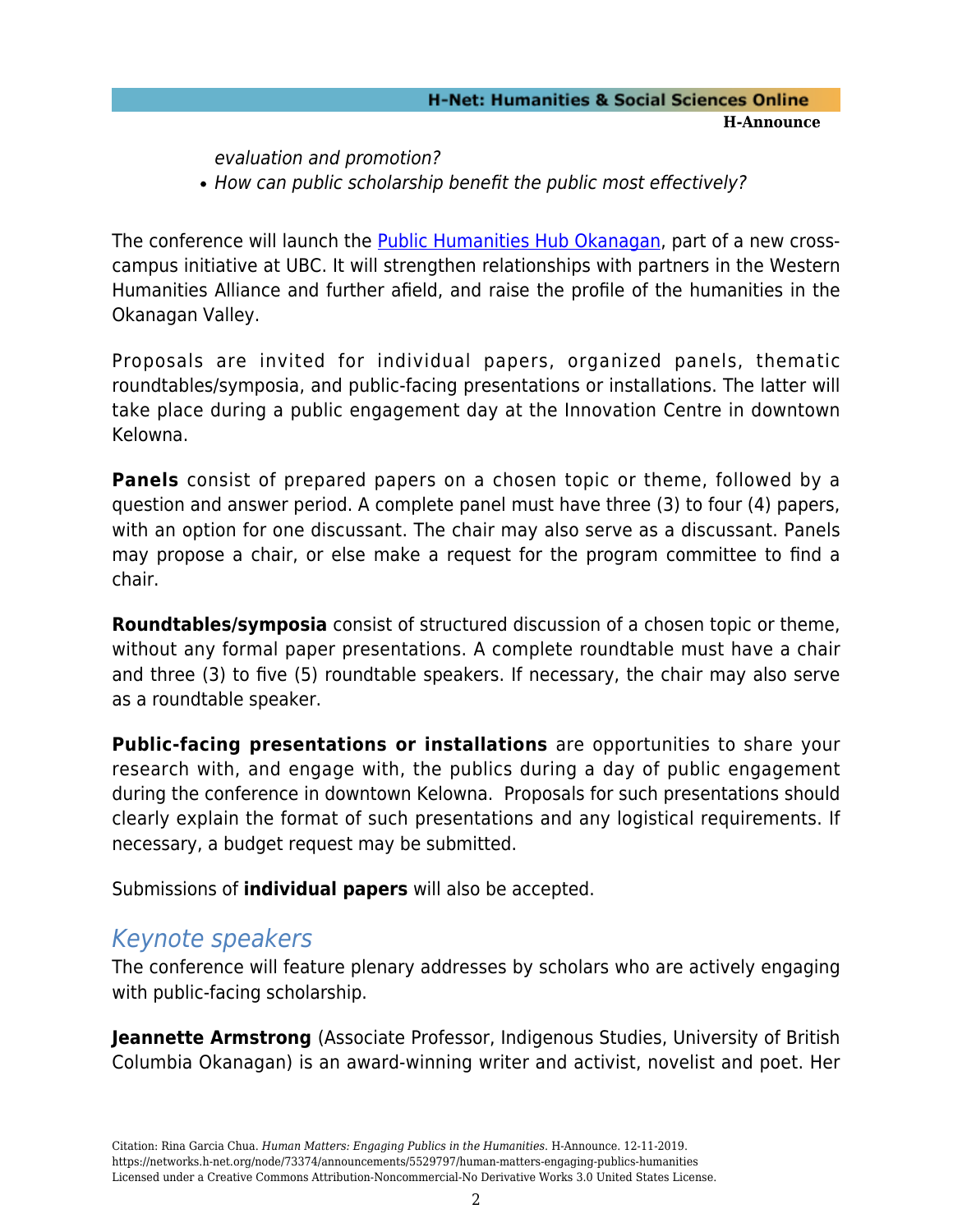*evaluation and promotion?*
- *How can public scholarship benefit the public most effectively?*

The conference will launch the [Public Humanities Hub Okanagan](), part of a new cross-campus initiative at UBC. It will strengthen relationships with partners in the Western Humanities Alliance and further afield, and raise the profile of the humanities in the Okanagan Valley.

Proposals are invited for individual papers, organized panels, thematic roundtables/symposia, and public-facing presentations or installations. The latter will take place during a public engagement day at the Innovation Centre in downtown Kelowna.

**Panels** consist of prepared papers on a chosen topic or theme, followed by a question and answer period. A complete panel must have three (3) to four (4) papers, with an option for one discussant. The chair may also serve as a discussant. Panels may propose a chair, or else make a request for the program committee to find a chair.

**Roundtables/symposia** consist of structured discussion of a chosen topic or theme, without any formal paper presentations. A complete roundtable must have a chair and three (3) to five (5) roundtable speakers. If necessary, the chair may also serve as a roundtable speaker.

**Public-facing presentations or installations** are opportunities to share your research with, and engage with, the publics during a day of public engagement during the conference in downtown Kelowna. Proposals for such presentations should clearly explain the format of such presentations and any logistical requirements. If necessary, a budget request may be submitted.

Submissions of **individual papers** will also be accepted.

## *Keynote speakers*

The conference will feature plenary addresses by scholars who are actively engaging with public-facing scholarship.

**Jeannette Armstrong** (Associate Professor, Indigenous Studies, University of British Columbia Okanagan) is an award-winning writer and activist, novelist and poet. Her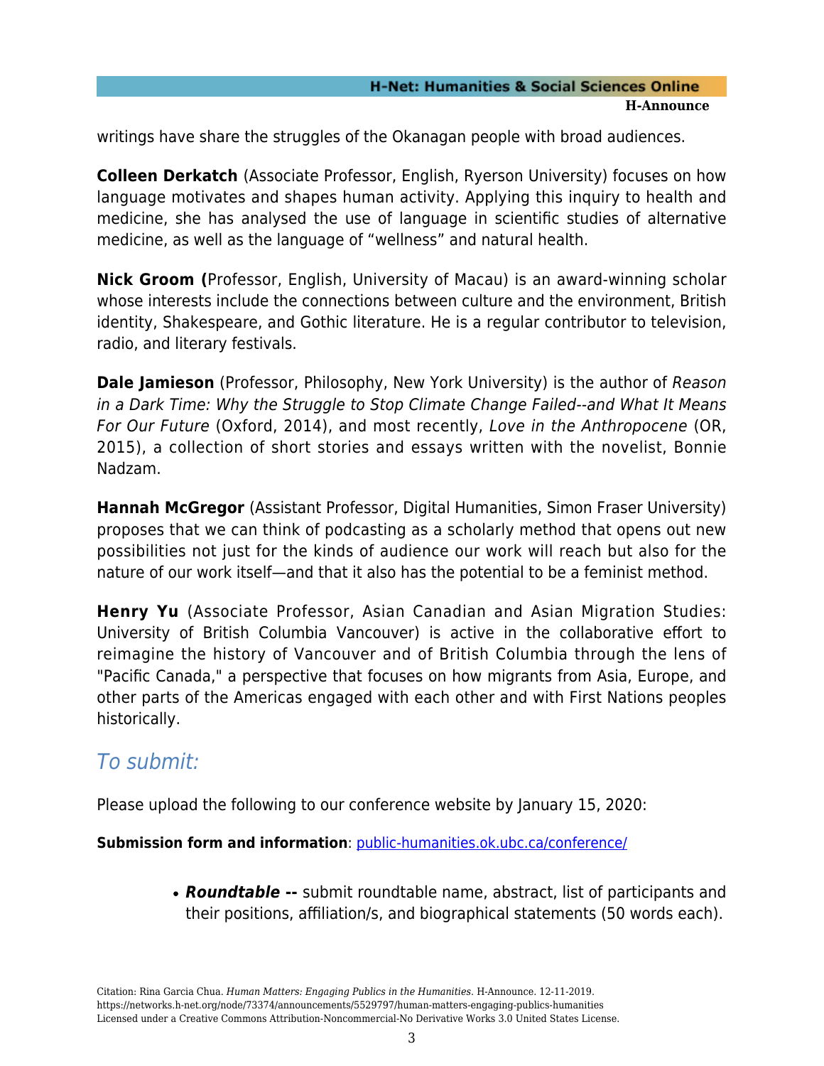writings have share the struggles of the Okanagan people with broad audiences.

**Colleen Derkatch** (Associate Professor, English, Ryerson University) focuses on how language motivates and shapes human activity. Applying this inquiry to health and medicine, she has analysed the use of language in scientific studies of alternative medicine, as well as the language of “wellness” and natural health.

**Nick Groom (**Professor, English, University of Macau) is an award-winning scholar whose interests include the connections between culture and the environment, British identity, Shakespeare, and Gothic literature. He is a regular contributor to television, radio, and literary festivals.

**Dale Jamieson** (Professor, Philosophy, New York University) is the author of *Reason in a Dark Time: Why the Struggle to Stop Climate Change Failed--and What It Means For Our Future* (Oxford, 2014), and most recently, *Love in the Anthropocene* (OR, 2015), a collection of short stories and essays written with the novelist, Bonnie Nadzam.

**Hannah McGregor** (Assistant Professor, Digital Humanities, Simon Fraser University) proposes that we can think of podcasting as a scholarly method that opens out new possibilities not just for the kinds of audience our work will reach but also for the nature of our work itself—and that it also has the potential to be a feminist method.

**Henry Yu** (Associate Professor, Asian Canadian and Asian Migration Studies: University of British Columbia Vancouver) is active in the collaborative effort to reimagine the history of Vancouver and of British Columbia through the lens of "Pacific Canada," a perspective that focuses on how migrants from Asia, Europe, and other parts of the Americas engaged with each other and with First Nations peoples historically.

## *To submit:*

Please upload the following to our conference website by January 15, 2020:

**Submission form and information**: public-humanities.ok.ubc.ca/conference/

- ***Roundtable --*** submit roundtable name, abstract, list of participants and their positions, affiliation/s, and biographical statements (50 words each).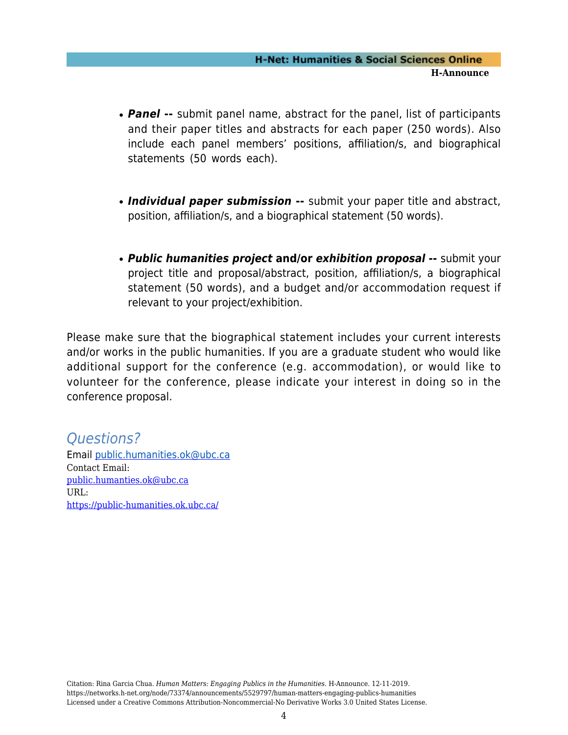- ***Panel --*** submit panel name, abstract for the panel, list of participants and their paper titles and abstracts for each paper (250 words). Also include each panel members' positions, affiliation/s, and biographical statements (50 words each).

- ***Individual paper submission --*** submit your paper title and abstract, position, affiliation/s, and a biographical statement (50 words).

- ***Public humanities project* and/or *exhibition proposal --*** submit your project title and proposal/abstract, position, affiliation/s, a biographical statement (50 words), and a budget and/or accommodation request if relevant to your project/exhibition.

Please make sure that the biographical statement includes your current interests and/or works in the public humanities. If you are a graduate student who would like additional support for the conference (e.g. accommodation), or would like to volunteer for the conference, please indicate your interest in doing so in the conference proposal.

## *Questions?*

Email public.humanities.ok@ubc.ca
Contact Email:
public.humanties.ok@ubc.ca
URL:
https://public-humanities.ok.ubc.ca/

Citation: Rina Garcia Chua. *Human Matters: Engaging Publics in the Humanities*. H-Announce. 12-11-2019.
https://networks.h-net.org/node/73374/announcements/5529797/human-matters-engaging-publics-humanities
Licensed under a Creative Commons Attribution-Noncommercial-No Derivative Works 3.0 United States License.